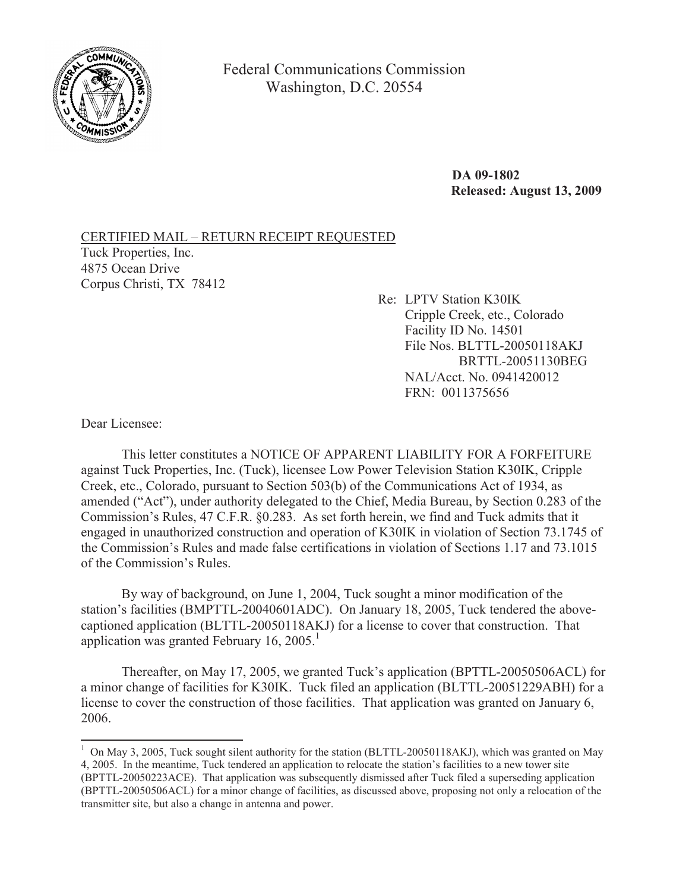Federal Communications Commission
Washington, D.C. 20554

**DA 09-1802**
**Released: August 13, 2009**

CERTIFIED MAIL – RETURN RECEIPT REQUESTED
Tuck Properties, Inc.
4875 Ocean Drive
Corpus Christi, TX 78412

Re: LPTV Station K30IK
Cripple Creek, etc., Colorado
Facility ID No. 14501
File Nos. BLTTL-20050118AKJ
BRTTL-20051130BEG
NAL/Acct. No. 0941420012
FRN: 0011375656

Dear Licensee:

This letter constitutes a NOTICE OF APPARENT LIABILITY FOR A FORFEITURE against Tuck Properties, Inc. (Tuck), licensee Low Power Television Station K30IK, Cripple Creek, etc., Colorado, pursuant to Section 503(b) of the Communications Act of 1934, as amended ("Act"), under authority delegated to the Chief, Media Bureau, by Section 0.283 of the Commission's Rules, 47 C.F.R. §0.283. As set forth herein, we find and Tuck admits that it engaged in unauthorized construction and operation of K30IK in violation of Section 73.1745 of the Commission's Rules and made false certifications in violation of Sections 1.17 and 73.1015 of the Commission's Rules.

By way of background, on June 1, 2004, Tuck sought a minor modification of the station's facilities (BMPTTL-20040601ADC). On January 18, 2005, Tuck tendered the above-captioned application (BLTTL-20050118AKJ) for a license to cover that construction. That application was granted February 16, 2005.[1]

Thereafter, on May 17, 2005, we granted Tuck's application (BPTTL-20050506ACL) for a minor change of facilities for K30IK. Tuck filed an application (BLTTL-20051229ABH) for a license to cover the construction of those facilities. That application was granted on January 6, 2006.

[1] On May 3, 2005, Tuck sought silent authority for the station (BLTTL-20050118AKJ), which was granted on May 4, 2005. In the meantime, Tuck tendered an application to relocate the station's facilities to a new tower site (BPTTL-20050223ACE). That application was subsequently dismissed after Tuck filed a superseding application (BPTTL-20050506ACL) for a minor change of facilities, as discussed above, proposing not only a relocation of the transmitter site, but also a change in antenna and power.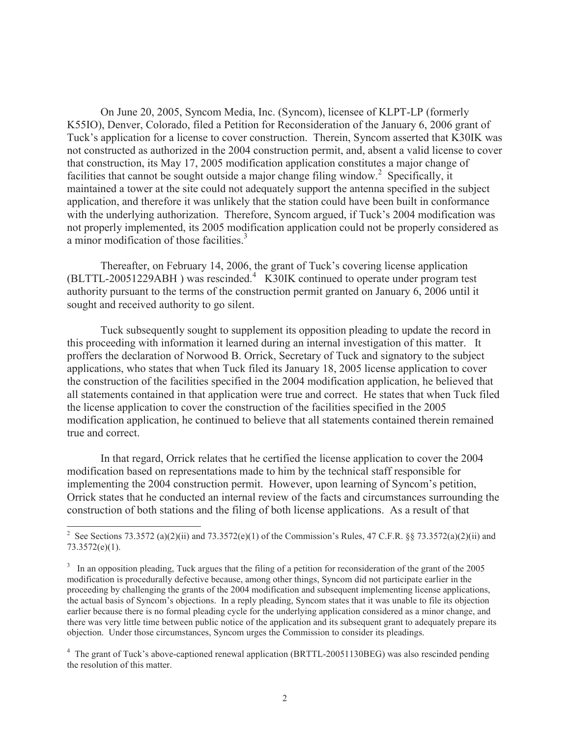On June 20, 2005, Syncom Media, Inc. (Syncom), licensee of KLPT-LP (formerly K55IO), Denver, Colorado, filed a Petition for Reconsideration of the January 6, 2006 grant of Tuck's application for a license to cover construction. Therein, Syncom asserted that K30IK was not constructed as authorized in the 2004 construction permit, and, absent a valid license to cover that construction, its May 17, 2005 modification application constitutes a major change of facilities that cannot be sought outside a major change filing window.[2] Specifically, it maintained a tower at the site could not adequately support the antenna specified in the subject application, and therefore it was unlikely that the station could have been built in conformance with the underlying authorization. Therefore, Syncom argued, if Tuck's 2004 modification was not properly implemented, its 2005 modification application could not be properly considered as a minor modification of those facilities.[3]

Thereafter, on February 14, 2006, the grant of Tuck's covering license application (BLTTL-20051229ABH ) was rescinded.[4] K30IK continued to operate under program test authority pursuant to the terms of the construction permit granted on January 6, 2006 until it sought and received authority to go silent.

Tuck subsequently sought to supplement its opposition pleading to update the record in this proceeding with information it learned during an internal investigation of this matter. It proffers the declaration of Norwood B. Orrick, Secretary of Tuck and signatory to the subject applications, who states that when Tuck filed its January 18, 2005 license application to cover the construction of the facilities specified in the 2004 modification application, he believed that all statements contained in that application were true and correct. He states that when Tuck filed the license application to cover the construction of the facilities specified in the 2005 modification application, he continued to believe that all statements contained therein remained true and correct.

In that regard, Orrick relates that he certified the license application to cover the 2004 modification based on representations made to him by the technical staff responsible for implementing the 2004 construction permit. However, upon learning of Syncom's petition, Orrick states that he conducted an internal review of the facts and circumstances surrounding the construction of both stations and the filing of both license applications. As a result of that

---

[2] See Sections 73.3572 (a)(2)(ii) and 73.3572(e)(1) of the Commission's Rules, 47 C.F.R. §§ 73.3572(a)(2)(ii) and 73.3572(e)(1).

[3] In an opposition pleading, Tuck argues that the filing of a petition for reconsideration of the grant of the 2005 modification is procedurally defective because, among other things, Syncom did not participate earlier in the proceeding by challenging the grants of the 2004 modification and subsequent implementing license applications, the actual basis of Syncom's objections. In a reply pleading, Syncom states that it was unable to file its objection earlier because there is no formal pleading cycle for the underlying application considered as a minor change, and there was very little time between public notice of the application and its subsequent grant to adequately prepare its objection. Under those circumstances, Syncom urges the Commission to consider its pleadings.

[4] The grant of Tuck's above-captioned renewal application (BRTTL-20051130BEG) was also rescinded pending the resolution of this matter.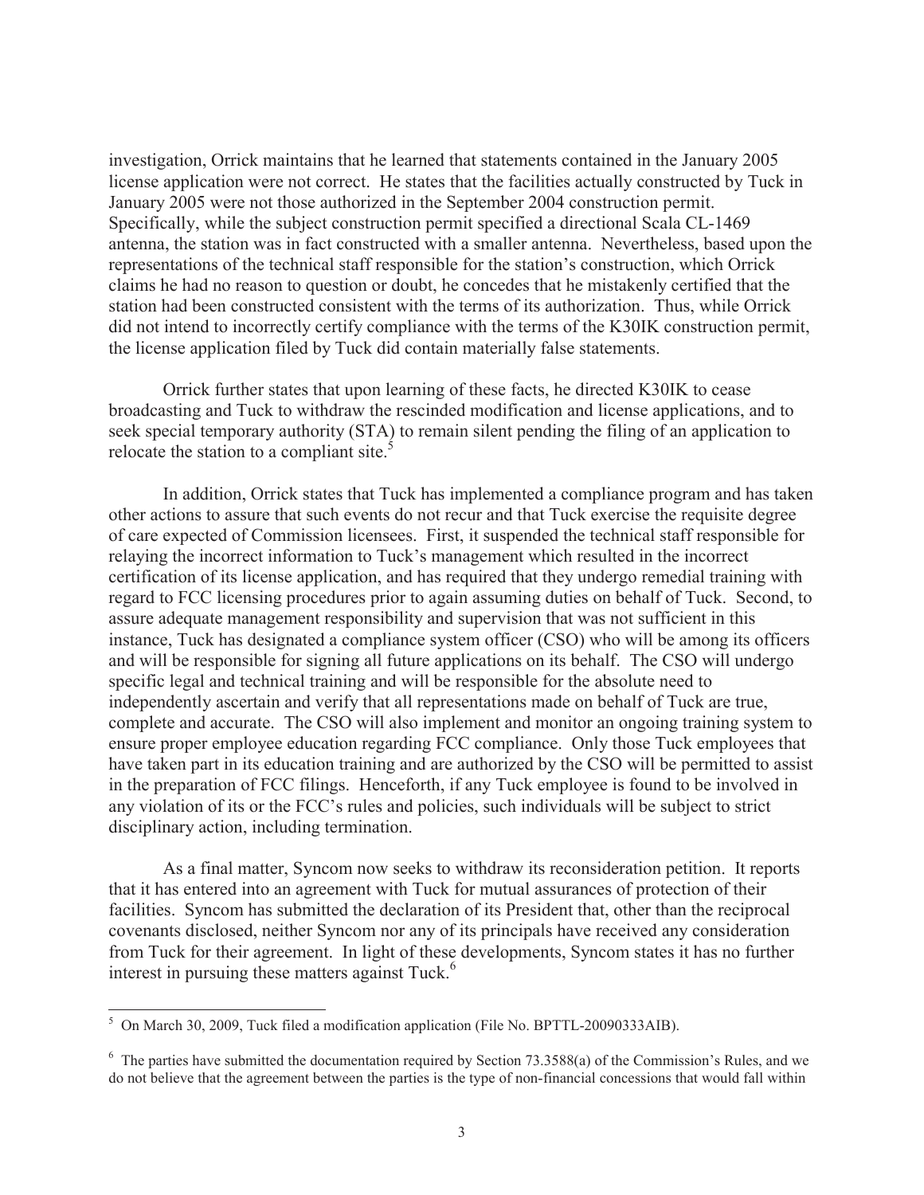investigation, Orrick maintains that he learned that statements contained in the January 2005 license application were not correct. He states that the facilities actually constructed by Tuck in January 2005 were not those authorized in the September 2004 construction permit. Specifically, while the subject construction permit specified a directional Scala CL-1469 antenna, the station was in fact constructed with a smaller antenna. Nevertheless, based upon the representations of the technical staff responsible for the station's construction, which Orrick claims he had no reason to question or doubt, he concedes that he mistakenly certified that the station had been constructed consistent with the terms of its authorization. Thus, while Orrick did not intend to incorrectly certify compliance with the terms of the K30IK construction permit, the license application filed by Tuck did contain materially false statements.

Orrick further states that upon learning of these facts, he directed K30IK to cease broadcasting and Tuck to withdraw the rescinded modification and license applications, and to seek special temporary authority (STA) to remain silent pending the filing of an application to relocate the station to a compliant site.[5]

In addition, Orrick states that Tuck has implemented a compliance program and has taken other actions to assure that such events do not recur and that Tuck exercise the requisite degree of care expected of Commission licensees. First, it suspended the technical staff responsible for relaying the incorrect information to Tuck's management which resulted in the incorrect certification of its license application, and has required that they undergo remedial training with regard to FCC licensing procedures prior to again assuming duties on behalf of Tuck. Second, to assure adequate management responsibility and supervision that was not sufficient in this instance, Tuck has designated a compliance system officer (CSO) who will be among its officers and will be responsible for signing all future applications on its behalf. The CSO will undergo specific legal and technical training and will be responsible for the absolute need to independently ascertain and verify that all representations made on behalf of Tuck are true, complete and accurate. The CSO will also implement and monitor an ongoing training system to ensure proper employee education regarding FCC compliance. Only those Tuck employees that have taken part in its education training and are authorized by the CSO will be permitted to assist in the preparation of FCC filings. Henceforth, if any Tuck employee is found to be involved in any violation of its or the FCC's rules and policies, such individuals will be subject to strict disciplinary action, including termination.

As a final matter, Syncom now seeks to withdraw its reconsideration petition. It reports that it has entered into an agreement with Tuck for mutual assurances of protection of their facilities. Syncom has submitted the declaration of its President that, other than the reciprocal covenants disclosed, neither Syncom nor any of its principals have received any consideration from Tuck for their agreement. In light of these developments, Syncom states it has no further interest in pursuing these matters against Tuck.[6]

---

[5] On March 30, 2009, Tuck filed a modification application (File No. BPTTL-20090333AIB).

[6] The parties have submitted the documentation required by Section 73.3588(a) of the Commission's Rules, and we do not believe that the agreement between the parties is the type of non-financial concessions that would fall within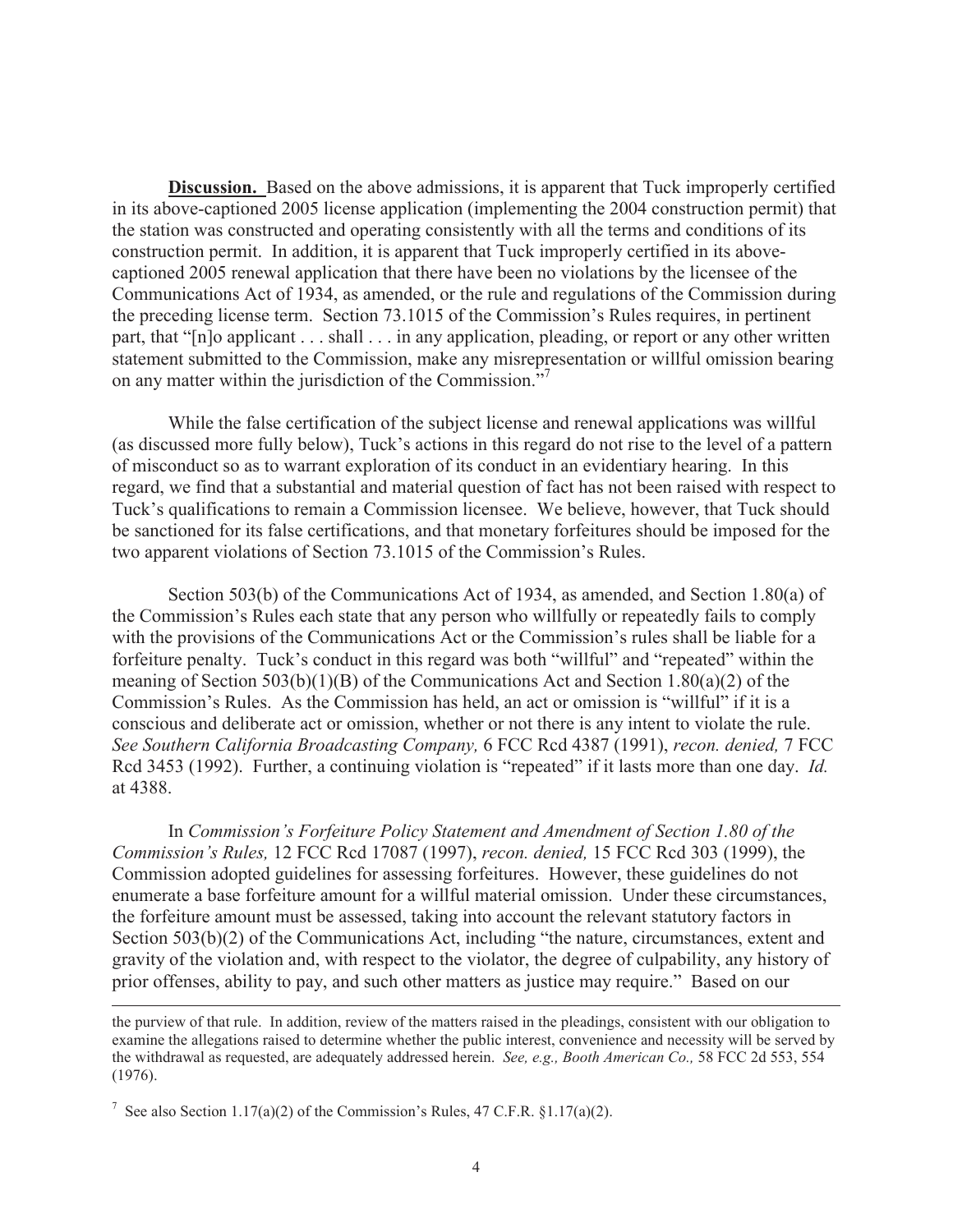**Discussion.** Based on the above admissions, it is apparent that Tuck improperly certified in its above-captioned 2005 license application (implementing the 2004 construction permit) that the station was constructed and operating consistently with all the terms and conditions of its construction permit. In addition, it is apparent that Tuck improperly certified in its above-captioned 2005 renewal application that there have been no violations by the licensee of the Communications Act of 1934, as amended, or the rule and regulations of the Commission during the preceding license term. Section 73.1015 of the Commission's Rules requires, in pertinent part, that "[n]o applicant . . . shall . . . in any application, pleading, or report or any other written statement submitted to the Commission, make any misrepresentation or willful omission bearing on any matter within the jurisdiction of the Commission."[7]

While the false certification of the subject license and renewal applications was willful (as discussed more fully below), Tuck's actions in this regard do not rise to the level of a pattern of misconduct so as to warrant exploration of its conduct in an evidentiary hearing. In this regard, we find that a substantial and material question of fact has not been raised with respect to Tuck's qualifications to remain a Commission licensee. We believe, however, that Tuck should be sanctioned for its false certifications, and that monetary forfeitures should be imposed for the two apparent violations of Section 73.1015 of the Commission's Rules.

Section 503(b) of the Communications Act of 1934, as amended, and Section 1.80(a) of the Commission's Rules each state that any person who willfully or repeatedly fails to comply with the provisions of the Communications Act or the Commission's rules shall be liable for a forfeiture penalty. Tuck's conduct in this regard was both "willful" and "repeated" within the meaning of Section 503(b)(1)(B) of the Communications Act and Section 1.80(a)(2) of the Commission's Rules. As the Commission has held, an act or omission is "willful" if it is a conscious and deliberate act or omission, whether or not there is any intent to violate the rule. *See Southern California Broadcasting Company,* 6 FCC Rcd 4387 (1991), *recon. denied,* 7 FCC Rcd 3453 (1992). Further, a continuing violation is "repeated" if it lasts more than one day. *Id.* at 4388.

In *Commission's Forfeiture Policy Statement and Amendment of Section 1.80 of the Commission's Rules,* 12 FCC Rcd 17087 (1997), *recon. denied,* 15 FCC Rcd 303 (1999), the Commission adopted guidelines for assessing forfeitures. However, these guidelines do not enumerate a base forfeiture amount for a willful material omission. Under these circumstances, the forfeiture amount must be assessed, taking into account the relevant statutory factors in Section 503(b)(2) of the Communications Act, including "the nature, circumstances, extent and gravity of the violation and, with respect to the violator, the degree of culpability, any history of prior offenses, ability to pay, and such other matters as justice may require." Based on our

---

the purview of that rule. In addition, review of the matters raised in the pleadings, consistent with our obligation to examine the allegations raised to determine whether the public interest, convenience and necessity will be served by the withdrawal as requested, are adequately addressed herein. *See, e.g., Booth American Co.,* 58 FCC 2d 553, 554 (1976).

[7] See also Section 1.17(a)(2) of the Commission's Rules, 47 C.F.R. §1.17(a)(2).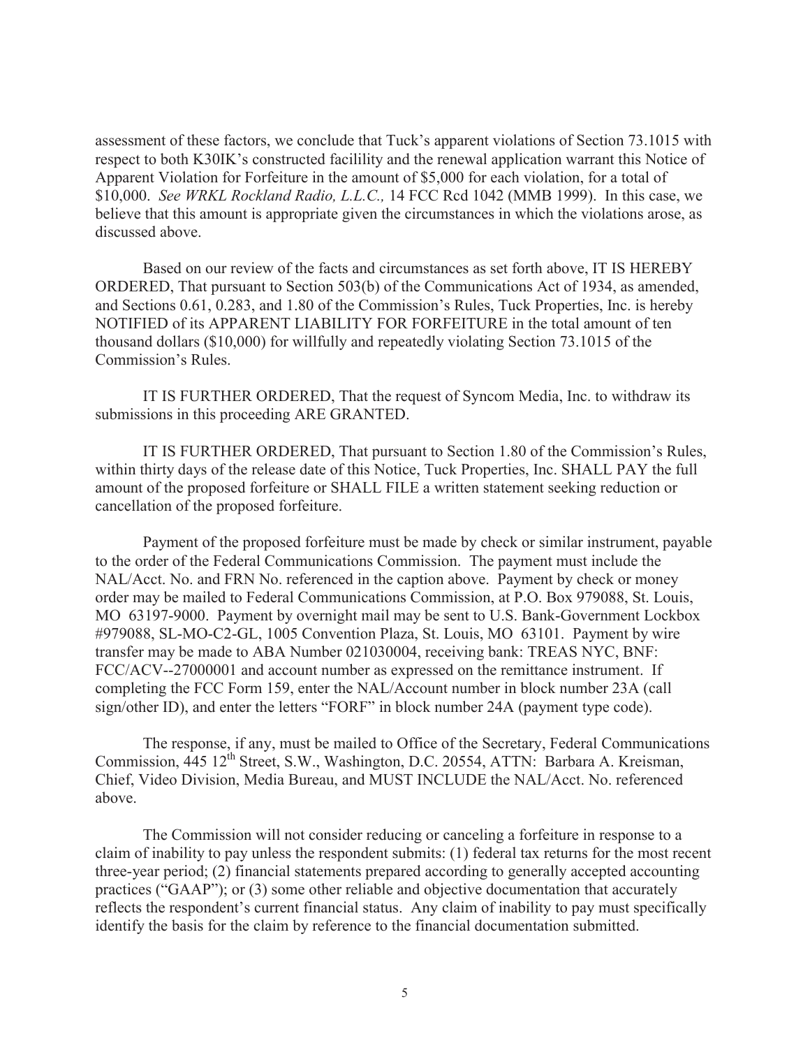assessment of these factors, we conclude that Tuck's apparent violations of Section 73.1015 with respect to both K30IK's constructed facillity and the renewal application warrant this Notice of Apparent Violation for Forfeiture in the amount of $5,000 for each violation, for a total of $10,000. *See WRKL Rockland Radio, L.L.C.,* 14 FCC Rcd 1042 (MMB 1999). In this case, we believe that this amount is appropriate given the circumstances in which the violations arose, as discussed above.

Based on our review of the facts and circumstances as set forth above, IT IS HEREBY ORDERED, That pursuant to Section 503(b) of the Communications Act of 1934, as amended, and Sections 0.61, 0.283, and 1.80 of the Commission's Rules, Tuck Properties, Inc. is hereby NOTIFIED of its APPARENT LIABILITY FOR FORFEITURE in the total amount of ten thousand dollars ($10,000) for willfully and repeatedly violating Section 73.1015 of the Commission's Rules.

IT IS FURTHER ORDERED, That the request of Syncom Media, Inc. to withdraw its submissions in this proceeding ARE GRANTED.

IT IS FURTHER ORDERED, That pursuant to Section 1.80 of the Commission's Rules, within thirty days of the release date of this Notice, Tuck Properties, Inc. SHALL PAY the full amount of the proposed forfeiture or SHALL FILE a written statement seeking reduction or cancellation of the proposed forfeiture.

Payment of the proposed forfeiture must be made by check or similar instrument, payable to the order of the Federal Communications Commission. The payment must include the NAL/Acct. No. and FRN No. referenced in the caption above. Payment by check or money order may be mailed to Federal Communications Commission, at P.O. Box 979088, St. Louis, MO 63197-9000. Payment by overnight mail may be sent to U.S. Bank-Government Lockbox #979088, SL-MO-C2-GL, 1005 Convention Plaza, St. Louis, MO 63101. Payment by wire transfer may be made to ABA Number 021030004, receiving bank: TREAS NYC, BNF: FCC/ACV--27000001 and account number as expressed on the remittance instrument. If completing the FCC Form 159, enter the NAL/Account number in block number 23A (call sign/other ID), and enter the letters "FORF" in block number 24A (payment type code).

The response, if any, must be mailed to Office of the Secretary, Federal Communications Commission, 445 12th Street, S.W., Washington, D.C. 20554, ATTN: Barbara A. Kreisman, Chief, Video Division, Media Bureau, and MUST INCLUDE the NAL/Acct. No. referenced above.

The Commission will not consider reducing or canceling a forfeiture in response to a claim of inability to pay unless the respondent submits: (1) federal tax returns for the most recent three-year period; (2) financial statements prepared according to generally accepted accounting practices ("GAAP"); or (3) some other reliable and objective documentation that accurately reflects the respondent's current financial status. Any claim of inability to pay must specifically identify the basis for the claim by reference to the financial documentation submitted.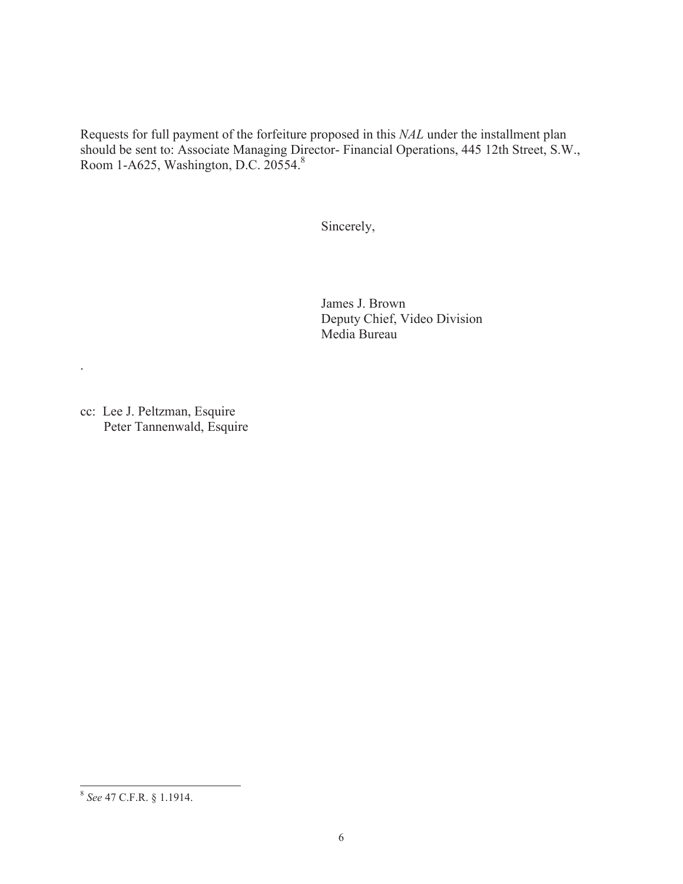Requests for full payment of the forfeiture proposed in this *NAL* under the installment plan should be sent to: Associate Managing Director- Financial Operations, 445 12th Street, S.W., Room 1-A625, Washington, D.C. 20554.[8]

Sincerely,

James J. Brown
Deputy Chief, Video Division
Media Bureau

.

cc: Lee J. Peltzman, Esquire
Peter Tannenwald, Esquire

[8] *See* 47 C.F.R. § 1.1914.